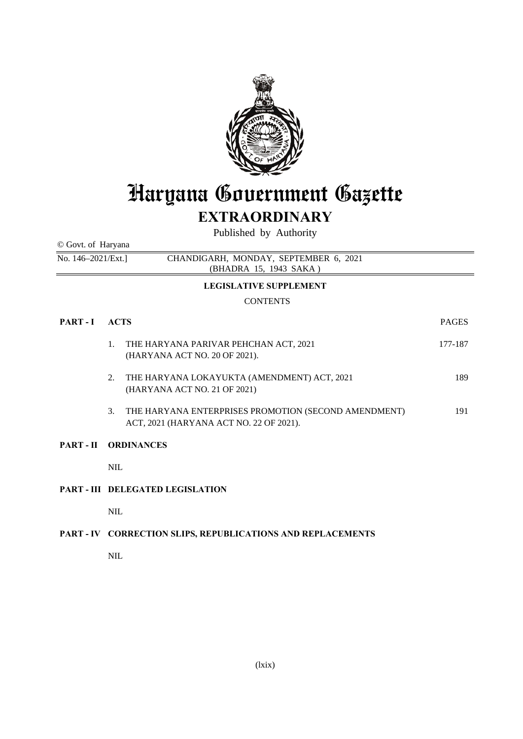# Haryana Government Gazette

## EXTRAORDINARY

Published by Authority

© Govt. of Haryana

No. 146–2021/Ext.] CHANDIGARH, MONDAY, SEPTEMBER 6, 2021 (BHADRA 15, 1943 SAKA)

### LEGISLATIVE SUPPLEMENT

CONTENTS

| | | PAGES |
|---|---|---|
| **PART - I** | **ACTS** | |
| | 1. THE HARYANA PARIVAR PEHCHAN ACT, 2021 (HARYANA ACT NO. 20 OF 2021). | 177-187 |
| | 2. THE HARYANA LOKAYUKTA (AMENDMENT) ACT, 2021 (HARYANA ACT NO. 21 OF 2021) | 189 |
| | 3. THE HARYANA ENTERPRISES PROMOTION (SECOND AMENDMENT) ACT, 2021 (HARYANA ACT NO. 22 OF 2021). | 191 |
| **PART - II** | **ORDINANCES** | |
| | NIL | |
| **PART - III** | **DELEGATED LEGISLATION** | |
| | NIL | |
| **PART - IV** | **CORRECTION SLIPS, REPUBLICATIONS AND REPLACEMENTS** | |
| | NIL | |

(lxix)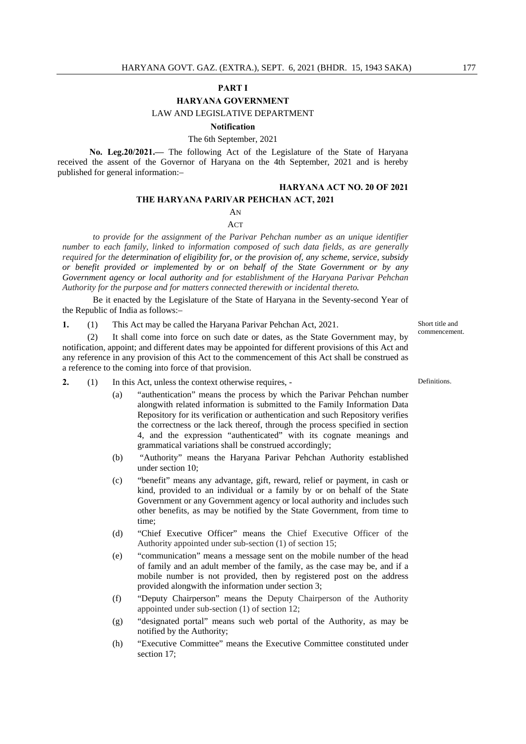**PART I**

**HARYANA GOVERNMENT**

LAW AND LEGISLATIVE DEPARTMENT

**Notification**

The 6th September, 2021

**No. Leg.20/2021.—** The following Act of the Legislature of the State of Haryana received the assent of the Governor of Haryana on the 4th September, 2021 and is hereby published for general information:–

**HARYANA ACT NO. 20 OF 2021**

**THE HARYANA PARIVAR PEHCHAN ACT, 2021**

AN

ACT

*to provide for the assignment of the Parivar Pehchan number as an unique identifier number to each family, linked to information composed of such data fields, as are generally required for the determination of eligibility for, or the provision of, any scheme, service, subsidy or benefit provided or implemented by or on behalf of the State Government or by any Government agency or local authority and for establishment of the Haryana Parivar Pehchan Authority for the purpose and for matters connected therewith or incidental thereto.*

Be it enacted by the Legislature of the State of Haryana in the Seventy-second Year of the Republic of India as follows:–

Short title and commencement.

**1.** (1) This Act may be called the Haryana Parivar Pehchan Act, 2021.

(2) It shall come into force on such date or dates, as the State Government may, by notification, appoint; and different dates may be appointed for different provisions of this Act and any reference in any provision of this Act to the commencement of this Act shall be construed as a reference to the coming into force of that provision.

Definitions.

**2.** (1) In this Act, unless the context otherwise requires, -

(a) "authentication" means the process by which the Parivar Pehchan number alongwith related information is submitted to the Family Information Data Repository for its verification or authentication and such Repository verifies the correctness or the lack thereof, through the process specified in section 4, and the expression "authenticated" with its cognate meanings and grammatical variations shall be construed accordingly;

(b) "Authority" means the Haryana Parivar Pehchan Authority established under section 10;

(c) "benefit" means any advantage, gift, reward, relief or payment, in cash or kind, provided to an individual or a family by or on behalf of the State Government or any Government agency or local authority and includes such other benefits, as may be notified by the State Government, from time to time;

(d) "Chief Executive Officer" means the Chief Executive Officer of the Authority appointed under sub-section (1) of section 15;

(e) "communication" means a message sent on the mobile number of the head of family and an adult member of the family, as the case may be, and if a mobile number is not provided, then by registered post on the address provided alongwith the information under section 3;

(f) "Deputy Chairperson" means the Deputy Chairperson of the Authority appointed under sub-section (1) of section 12;

(g) "designated portal" means such web portal of the Authority, as may be notified by the Authority;

(h) "Executive Committee" means the Executive Committee constituted under section 17;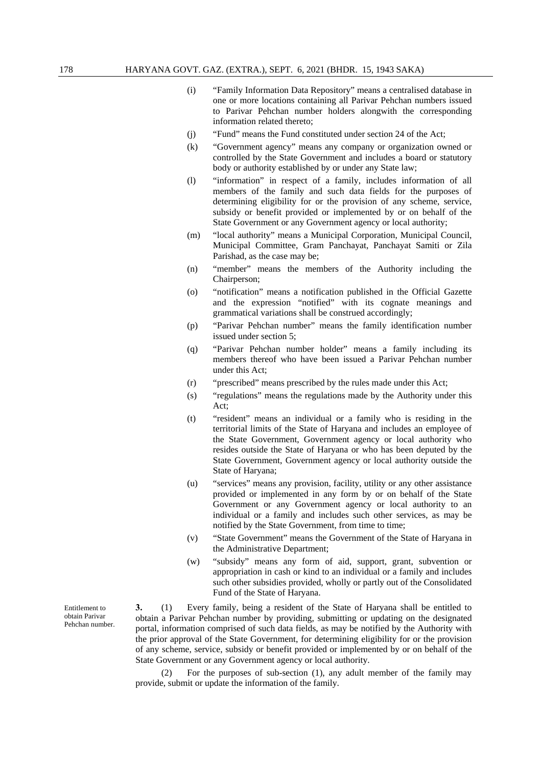(i) "Family Information Data Repository" means a centralised database in one or more locations containing all Parivar Pehchan numbers issued to Parivar Pehchan number holders alongwith the corresponding information related thereto;

(j) "Fund" means the Fund constituted under section 24 of the Act;

(k) "Government agency" means any company or organization owned or controlled by the State Government and includes a board or statutory body or authority established by or under any State law;

(l) "information" in respect of a family, includes information of all members of the family and such data fields for the purposes of determining eligibility for or the provision of any scheme, service, subsidy or benefit provided or implemented by or on behalf of the State Government or any Government agency or local authority;

(m) "local authority" means a Municipal Corporation, Municipal Council, Municipal Committee, Gram Panchayat, Panchayat Samiti or Zila Parishad, as the case may be;

(n) "member" means the members of the Authority including the Chairperson;

(o) "notification" means a notification published in the Official Gazette and the expression "notified" with its cognate meanings and grammatical variations shall be construed accordingly;

(p) "Parivar Pehchan number" means the family identification number issued under section 5;

(q) "Parivar Pehchan number holder" means a family including its members thereof who have been issued a Parivar Pehchan number under this Act;

(r) "prescribed" means prescribed by the rules made under this Act;

(s) "regulations" means the regulations made by the Authority under this Act;

(t) "resident" means an individual or a family who is residing in the territorial limits of the State of Haryana and includes an employee of the State Government, Government agency or local authority who resides outside the State of Haryana or who has been deputed by the State Government, Government agency or local authority outside the State of Haryana;

(u) "services" means any provision, facility, utility or any other assistance provided or implemented in any form by or on behalf of the State Government or any Government agency or local authority to an individual or a family and includes such other services, as may be notified by the State Government, from time to time;

(v) "State Government" means the Government of the State of Haryana in the Administrative Department;

(w) "subsidy" means any form of aid, support, grant, subvention or appropriation in cash or kind to an individual or a family and includes such other subsidies provided, wholly or partly out of the Consolidated Fund of the State of Haryana.

Entitlement to obtain Parivar Pehchan number.

**3.** (1) Every family, being a resident of the State of Haryana shall be entitled to obtain a Parivar Pehchan number by providing, submitting or updating on the designated portal, information comprised of such data fields, as may be notified by the Authority with the prior approval of the State Government, for determining eligibility for or the provision of any scheme, service, subsidy or benefit provided or implemented by or on behalf of the State Government or any Government agency or local authority.

(2) For the purposes of sub-section (1), any adult member of the family may provide, submit or update the information of the family.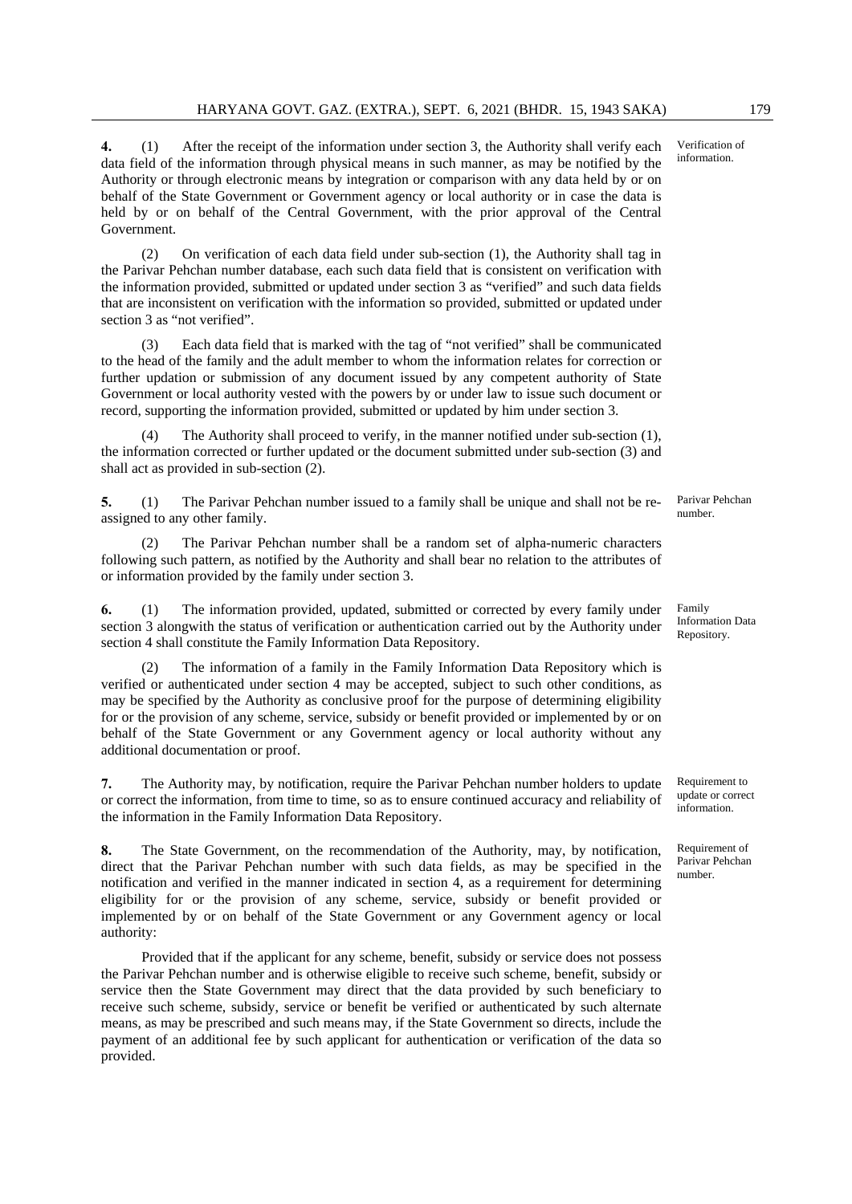**4.** (1) After the receipt of the information under section 3, the Authority shall verify each data field of the information through physical means in such manner, as may be notified by the Authority or through electronic means by integration or comparison with any data held by or on behalf of the State Government or Government agency or local authority or in case the data is held by or on behalf of the Central Government, with the prior approval of the Central Government.

Verification of information.

(2) On verification of each data field under sub-section (1), the Authority shall tag in the Parivar Pehchan number database, each such data field that is consistent on verification with the information provided, submitted or updated under section 3 as "verified" and such data fields that are inconsistent on verification with the information so provided, submitted or updated under section 3 as "not verified".

(3) Each data field that is marked with the tag of "not verified" shall be communicated to the head of the family and the adult member to whom the information relates for correction or further updation or submission of any document issued by any competent authority of State Government or local authority vested with the powers by or under law to issue such document or record, supporting the information provided, submitted or updated by him under section 3.

(4) The Authority shall proceed to verify, in the manner notified under sub-section (1), the information corrected or further updated or the document submitted under sub-section (3) and shall act as provided in sub-section (2).

**5.** (1) The Parivar Pehchan number issued to a family shall be unique and shall not be re-assigned to any other family.

Parivar Pehchan number.

(2) The Parivar Pehchan number shall be a random set of alpha-numeric characters following such pattern, as notified by the Authority and shall bear no relation to the attributes of or information provided by the family under section 3.

**6.** (1) The information provided, updated, submitted or corrected by every family under section 3 alongwith the status of verification or authentication carried out by the Authority under section 4 shall constitute the Family Information Data Repository.

Family Information Data Repository.

(2) The information of a family in the Family Information Data Repository which is verified or authenticated under section 4 may be accepted, subject to such other conditions, as may be specified by the Authority as conclusive proof for the purpose of determining eligibility for or the provision of any scheme, service, subsidy or benefit provided or implemented by or on behalf of the State Government or any Government agency or local authority without any additional documentation or proof.

**7.** The Authority may, by notification, require the Parivar Pehchan number holders to update or correct the information, from time to time, so as to ensure continued accuracy and reliability of the information in the Family Information Data Repository.

Requirement to update or correct information.

**8.** The State Government, on the recommendation of the Authority, may, by notification, direct that the Parivar Pehchan number with such data fields, as may be specified in the notification and verified in the manner indicated in section 4, as a requirement for determining eligibility for or the provision of any scheme, service, subsidy or benefit provided or implemented by or on behalf of the State Government or any Government agency or local authority:

Requirement of Parivar Pehchan number.

Provided that if the applicant for any scheme, benefit, subsidy or service does not possess the Parivar Pehchan number and is otherwise eligible to receive such scheme, benefit, subsidy or service then the State Government may direct that the data provided by such beneficiary to receive such scheme, subsidy, service or benefit be verified or authenticated by such alternate means, as may be prescribed and such means may, if the State Government so directs, include the payment of an additional fee by such applicant for authentication or verification of the data so provided.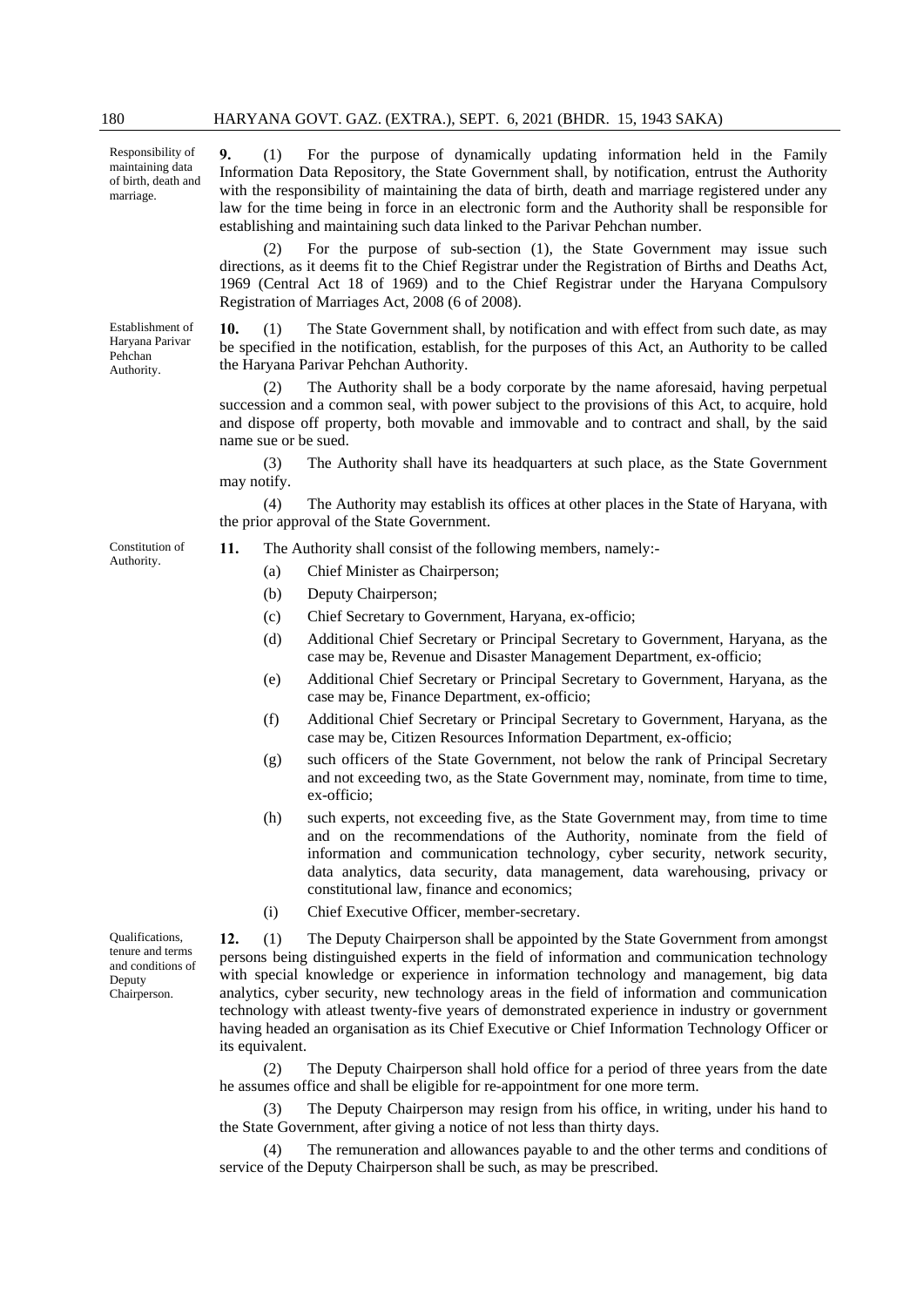**Responsibility of maintaining data of birth, death and marriage.**

**9.** (1) For the purpose of dynamically updating information held in the Family Information Data Repository, the State Government shall, by notification, entrust the Authority with the responsibility of maintaining the data of birth, death and marriage registered under any law for the time being in force in an electronic form and the Authority shall be responsible for establishing and maintaining such data linked to the Parivar Pehchan number.

(2) For the purpose of sub-section (1), the State Government may issue such directions, as it deems fit to the Chief Registrar under the Registration of Births and Deaths Act, 1969 (Central Act 18 of 1969) and to the Chief Registrar under the Haryana Compulsory Registration of Marriages Act, 2008 (6 of 2008).

**Establishment of Haryana Parivar Pehchan Authority.**

**10.** (1) The State Government shall, by notification and with effect from such date, as may be specified in the notification, establish, for the purposes of this Act, an Authority to be called the Haryana Parivar Pehchan Authority.

(2) The Authority shall be a body corporate by the name aforesaid, having perpetual succession and a common seal, with power subject to the provisions of this Act, to acquire, hold and dispose off property, both movable and immovable and to contract and shall, by the said name sue or be sued.

(3) The Authority shall have its headquarters at such place, as the State Government may notify.

(4) The Authority may establish its offices at other places in the State of Haryana, with the prior approval of the State Government.

**Constitution of Authority.**

**11.** The Authority shall consist of the following members, namely:-

(a) Chief Minister as Chairperson;

(b) Deputy Chairperson;

(c) Chief Secretary to Government, Haryana, ex-officio;

(d) Additional Chief Secretary or Principal Secretary to Government, Haryana, as the case may be, Revenue and Disaster Management Department, ex-officio;

(e) Additional Chief Secretary or Principal Secretary to Government, Haryana, as the case may be, Finance Department, ex-officio;

(f) Additional Chief Secretary or Principal Secretary to Government, Haryana, as the case may be, Citizen Resources Information Department, ex-officio;

(g) such officers of the State Government, not below the rank of Principal Secretary and not exceeding two, as the State Government may, nominate, from time to time, ex-officio;

(h) such experts, not exceeding five, as the State Government may, from time to time and on the recommendations of the Authority, nominate from the field of information and communication technology, cyber security, network security, data analytics, data security, data management, data warehousing, privacy or constitutional law, finance and economics;

(i) Chief Executive Officer, member-secretary.

**Qualifications, tenure and terms and conditions of Deputy Chairperson.**

**12.** (1) The Deputy Chairperson shall be appointed by the State Government from amongst persons being distinguished experts in the field of information and communication technology with special knowledge or experience in information technology and management, big data analytics, cyber security, new technology areas in the field of information and communication technology with atleast twenty-five years of demonstrated experience in industry or government having headed an organisation as its Chief Executive or Chief Information Technology Officer or its equivalent.

(2) The Deputy Chairperson shall hold office for a period of three years from the date he assumes office and shall be eligible for re-appointment for one more term.

(3) The Deputy Chairperson may resign from his office, in writing, under his hand to the State Government, after giving a notice of not less than thirty days.

(4) The remuneration and allowances payable to and the other terms and conditions of service of the Deputy Chairperson shall be such, as may be prescribed.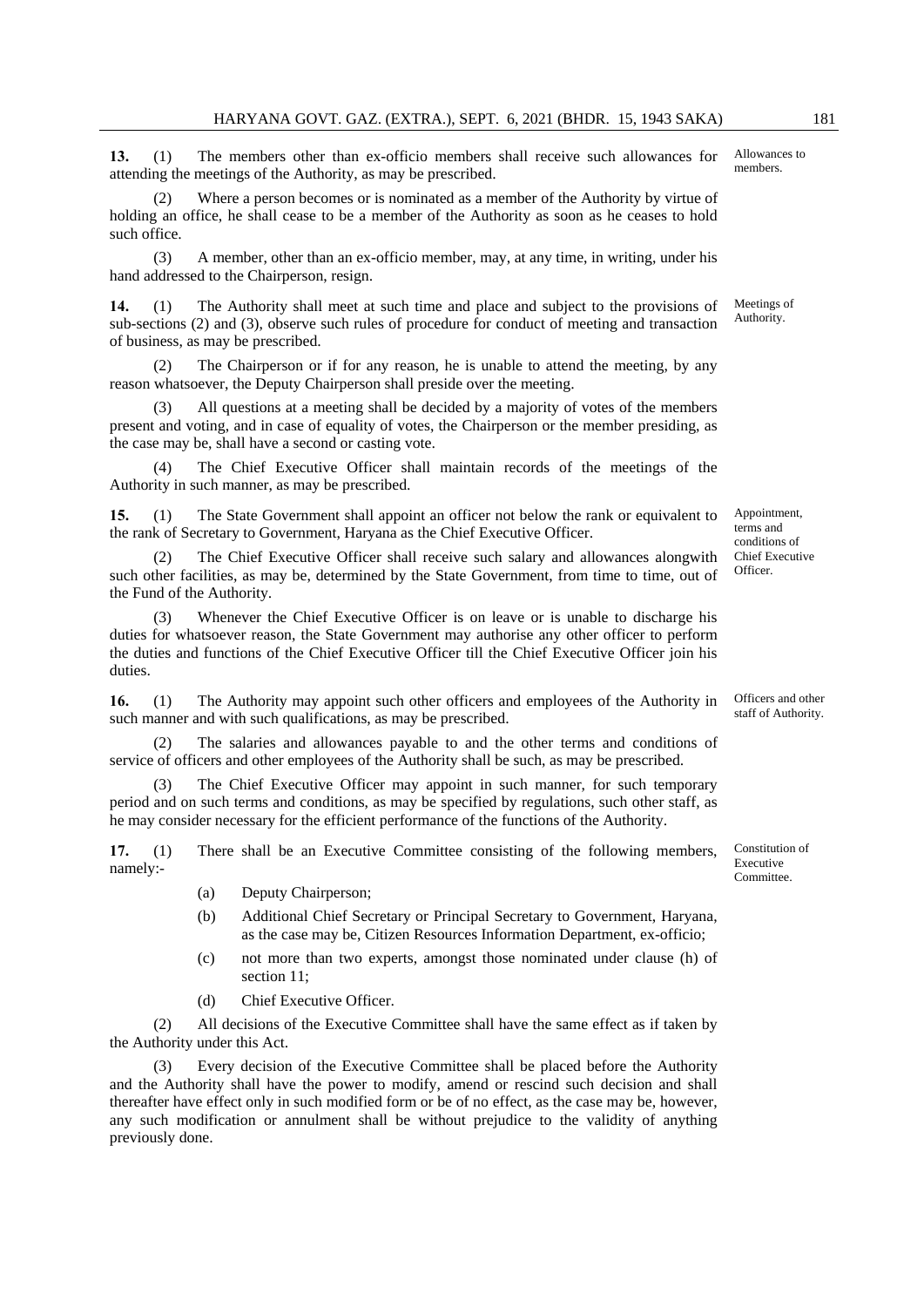**13.** (1) The members other than ex-officio members shall receive such allowances for attending the meetings of the Authority, as may be prescribed. Allowances to members.

(2) Where a person becomes or is nominated as a member of the Authority by virtue of holding an office, he shall cease to be a member of the Authority as soon as he ceases to hold such office.

(3) A member, other than an ex-officio member, may, at any time, in writing, under his hand addressed to the Chairperson, resign.

**14.** (1) The Authority shall meet at such time and place and subject to the provisions of sub-sections (2) and (3), observe such rules of procedure for conduct of meeting and transaction of business, as may be prescribed. Meetings of Authority.

(2) The Chairperson or if for any reason, he is unable to attend the meeting, by any reason whatsoever, the Deputy Chairperson shall preside over the meeting.

(3) All questions at a meeting shall be decided by a majority of votes of the members present and voting, and in case of equality of votes, the Chairperson or the member presiding, as the case may be, shall have a second or casting vote.

(4) The Chief Executive Officer shall maintain records of the meetings of the Authority in such manner, as may be prescribed.

**15.** (1) The State Government shall appoint an officer not below the rank or equivalent to the rank of Secretary to Government, Haryana as the Chief Executive Officer. Appointment, terms and conditions of Chief Executive Officer.

(2) The Chief Executive Officer shall receive such salary and allowances alongwith such other facilities, as may be, determined by the State Government, from time to time, out of the Fund of the Authority.

(3) Whenever the Chief Executive Officer is on leave or is unable to discharge his duties for whatsoever reason, the State Government may authorise any other officer to perform the duties and functions of the Chief Executive Officer till the Chief Executive Officer join his duties.

**16.** (1) The Authority may appoint such other officers and employees of the Authority in such manner and with such qualifications, as may be prescribed. Officers and other staff of Authority.

(2) The salaries and allowances payable to and the other terms and conditions of service of officers and other employees of the Authority shall be such, as may be prescribed.

(3) The Chief Executive Officer may appoint in such manner, for such temporary period and on such terms and conditions, as may be specified by regulations, such other staff, as he may consider necessary for the efficient performance of the functions of the Authority.

**17.** (1) There shall be an Executive Committee consisting of the following members, namely:- Constitution of Executive Committee.

(a) Deputy Chairperson;

(b) Additional Chief Secretary or Principal Secretary to Government, Haryana, as the case may be, Citizen Resources Information Department, ex-officio;

(c) not more than two experts, amongst those nominated under clause (h) of section 11;

(d) Chief Executive Officer.

(2) All decisions of the Executive Committee shall have the same effect as if taken by the Authority under this Act.

(3) Every decision of the Executive Committee shall be placed before the Authority and the Authority shall have the power to modify, amend or rescind such decision and shall thereafter have effect only in such modified form or be of no effect, as the case may be, however, any such modification or annulment shall be without prejudice to the validity of anything previously done.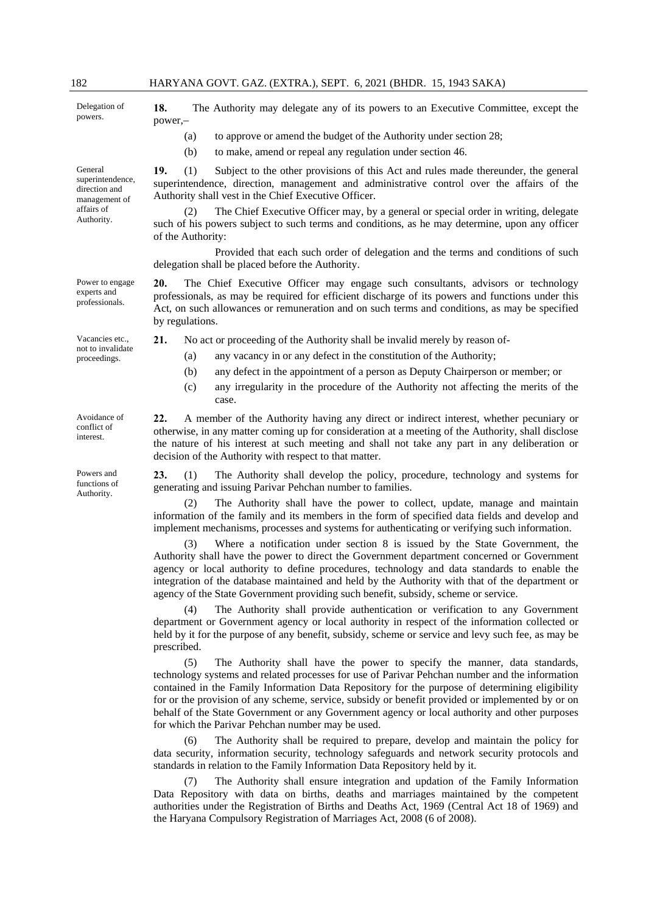**Delegation of powers.**

**18.** The Authority may delegate any of its powers to an Executive Committee, except the power,–

(a) to approve or amend the budget of the Authority under section 28;

(b) to make, amend or repeal any regulation under section 46.

**General superintendence, direction and management of affairs of Authority.**

**19.** (1) Subject to the other provisions of this Act and rules made thereunder, the general superintendence, direction, management and administrative control over the affairs of the Authority shall vest in the Chief Executive Officer.

(2) The Chief Executive Officer may, by a general or special order in writing, delegate such of his powers subject to such terms and conditions, as he may determine, upon any officer of the Authority:

Provided that each such order of delegation and the terms and conditions of such delegation shall be placed before the Authority.

**Power to engage experts and professionals.**

**20.** The Chief Executive Officer may engage such consultants, advisors or technology professionals, as may be required for efficient discharge of its powers and functions under this Act, on such allowances or remuneration and on such terms and conditions, as may be specified by regulations.

**Vacancies etc., not to invalidate proceedings.**

**21.** No act or proceeding of the Authority shall be invalid merely by reason of-

(a) any vacancy in or any defect in the constitution of the Authority;

(b) any defect in the appointment of a person as Deputy Chairperson or member; or

(c) any irregularity in the procedure of the Authority not affecting the merits of the case.

**Avoidance of conflict of interest.**

**22.** A member of the Authority having any direct or indirect interest, whether pecuniary or otherwise, in any matter coming up for consideration at a meeting of the Authority, shall disclose the nature of his interest at such meeting and shall not take any part in any deliberation or decision of the Authority with respect to that matter.

**Powers and functions of Authority.**

**23.** (1) The Authority shall develop the policy, procedure, technology and systems for generating and issuing Parivar Pehchan number to families.

(2) The Authority shall have the power to collect, update, manage and maintain information of the family and its members in the form of specified data fields and develop and implement mechanisms, processes and systems for authenticating or verifying such information.

(3) Where a notification under section 8 is issued by the State Government, the Authority shall have the power to direct the Government department concerned or Government agency or local authority to define procedures, technology and data standards to enable the integration of the database maintained and held by the Authority with that of the department or agency of the State Government providing such benefit, subsidy, scheme or service.

(4) The Authority shall provide authentication or verification to any Government department or Government agency or local authority in respect of the information collected or held by it for the purpose of any benefit, subsidy, scheme or service and levy such fee, as may be prescribed.

(5) The Authority shall have the power to specify the manner, data standards, technology systems and related processes for use of Parivar Pehchan number and the information contained in the Family Information Data Repository for the purpose of determining eligibility for or the provision of any scheme, service, subsidy or benefit provided or implemented by or on behalf of the State Government or any Government agency or local authority and other purposes for which the Parivar Pehchan number may be used.

(6) The Authority shall be required to prepare, develop and maintain the policy for data security, information security, technology safeguards and network security protocols and standards in relation to the Family Information Data Repository held by it.

(7) The Authority shall ensure integration and updation of the Family Information Data Repository with data on births, deaths and marriages maintained by the competent authorities under the Registration of Births and Deaths Act, 1969 (Central Act 18 of 1969) and the Haryana Compulsory Registration of Marriages Act, 2008 (6 of 2008).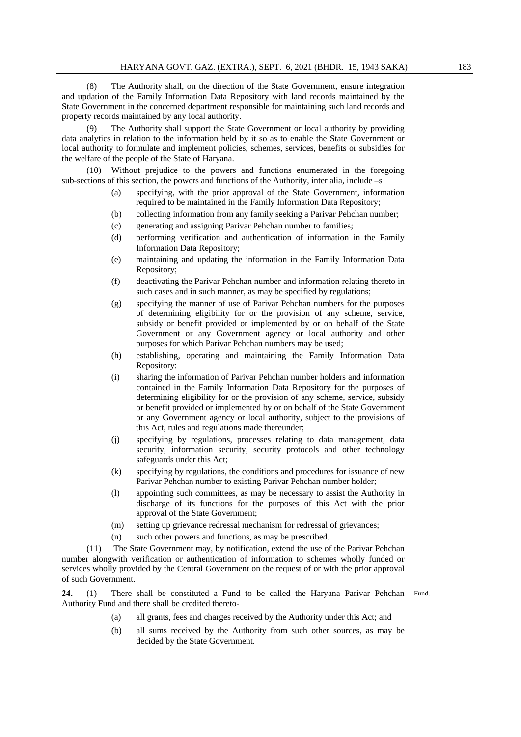(8) The Authority shall, on the direction of the State Government, ensure integration and updation of the Family Information Data Repository with land records maintained by the State Government in the concerned department responsible for maintaining such land records and property records maintained by any local authority.

(9) The Authority shall support the State Government or local authority by providing data analytics in relation to the information held by it so as to enable the State Government or local authority to formulate and implement policies, schemes, services, benefits or subsidies for the welfare of the people of the State of Haryana.

(10) Without prejudice to the powers and functions enumerated in the foregoing sub-sections of this section, the powers and functions of the Authority, inter alia, include –s

(a) specifying, with the prior approval of the State Government, information required to be maintained in the Family Information Data Repository;

(b) collecting information from any family seeking a Parivar Pehchan number;

(c) generating and assigning Parivar Pehchan number to families;

(d) performing verification and authentication of information in the Family Information Data Repository;

(e) maintaining and updating the information in the Family Information Data Repository;

(f) deactivating the Parivar Pehchan number and information relating thereto in such cases and in such manner, as may be specified by regulations;

(g) specifying the manner of use of Parivar Pehchan numbers for the purposes of determining eligibility for or the provision of any scheme, service, subsidy or benefit provided or implemented by or on behalf of the State Government or any Government agency or local authority and other purposes for which Parivar Pehchan numbers may be used;

(h) establishing, operating and maintaining the Family Information Data Repository;

(i) sharing the information of Parivar Pehchan number holders and information contained in the Family Information Data Repository for the purposes of determining eligibility for or the provision of any scheme, service, subsidy or benefit provided or implemented by or on behalf of the State Government or any Government agency or local authority, subject to the provisions of this Act, rules and regulations made thereunder;

(j) specifying by regulations, processes relating to data management, data security, information security, security protocols and other technology safeguards under this Act;

(k) specifying by regulations, the conditions and procedures for issuance of new Parivar Pehchan number to existing Parivar Pehchan number holder;

(l) appointing such committees, as may be necessary to assist the Authority in discharge of its functions for the purposes of this Act with the prior approval of the State Government;

(m) setting up grievance redressal mechanism for redressal of grievances;

(n) such other powers and functions, as may be prescribed.

(11) The State Government may, by notification, extend the use of the Parivar Pehchan number alongwith verification or authentication of information to schemes wholly funded or services wholly provided by the Central Government on the request of or with the prior approval of such Government.

Fund.

**24.** (1) There shall be constituted a Fund to be called the Haryana Parivar Pehchan Authority Fund and there shall be credited thereto-

(a) all grants, fees and charges received by the Authority under this Act; and

(b) all sums received by the Authority from such other sources, as may be decided by the State Government.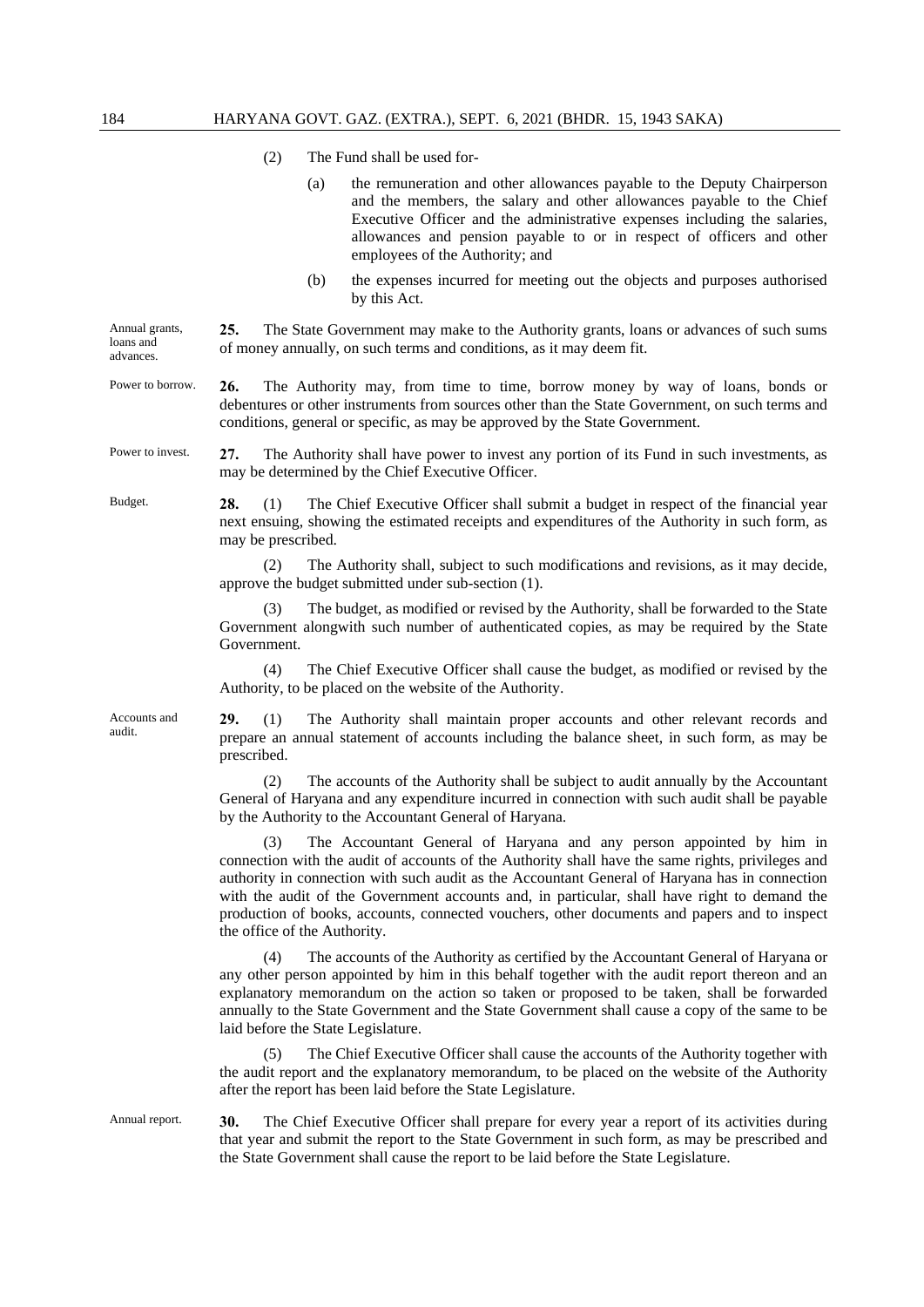(2) The Fund shall be used for-

(a) the remuneration and other allowances payable to the Deputy Chairperson and the members, the salary and other allowances payable to the Chief Executive Officer and the administrative expenses including the salaries, allowances and pension payable to or in respect of officers and other employees of the Authority; and

(b) the expenses incurred for meeting out the objects and purposes authorised by this Act.

Annual grants, loans and advances.

**25.** The State Government may make to the Authority grants, loans or advances of such sums of money annually, on such terms and conditions, as it may deem fit.

Power to borrow.

**26.** The Authority may, from time to time, borrow money by way of loans, bonds or debentures or other instruments from sources other than the State Government, on such terms and conditions, general or specific, as may be approved by the State Government.

Power to invest.

**27.** The Authority shall have power to invest any portion of its Fund in such investments, as may be determined by the Chief Executive Officer.

Budget.

**28.** (1) The Chief Executive Officer shall submit a budget in respect of the financial year next ensuing, showing the estimated receipts and expenditures of the Authority in such form, as may be prescribed.

(2) The Authority shall, subject to such modifications and revisions, as it may decide, approve the budget submitted under sub-section (1).

(3) The budget, as modified or revised by the Authority, shall be forwarded to the State Government alongwith such number of authenticated copies, as may be required by the State Government.

(4) The Chief Executive Officer shall cause the budget, as modified or revised by the Authority, to be placed on the website of the Authority.

Accounts and audit.

**29.** (1) The Authority shall maintain proper accounts and other relevant records and prepare an annual statement of accounts including the balance sheet, in such form, as may be prescribed.

(2) The accounts of the Authority shall be subject to audit annually by the Accountant General of Haryana and any expenditure incurred in connection with such audit shall be payable by the Authority to the Accountant General of Haryana.

(3) The Accountant General of Haryana and any person appointed by him in connection with the audit of accounts of the Authority shall have the same rights, privileges and authority in connection with such audit as the Accountant General of Haryana has in connection with the audit of the Government accounts and, in particular, shall have right to demand the production of books, accounts, connected vouchers, other documents and papers and to inspect the office of the Authority.

(4) The accounts of the Authority as certified by the Accountant General of Haryana or any other person appointed by him in this behalf together with the audit report thereon and an explanatory memorandum on the action so taken or proposed to be taken, shall be forwarded annually to the State Government and the State Government shall cause a copy of the same to be laid before the State Legislature.

(5) The Chief Executive Officer shall cause the accounts of the Authority together with the audit report and the explanatory memorandum, to be placed on the website of the Authority after the report has been laid before the State Legislature.

Annual report.

**30.** The Chief Executive Officer shall prepare for every year a report of its activities during that year and submit the report to the State Government in such form, as may be prescribed and the State Government shall cause the report to be laid before the State Legislature.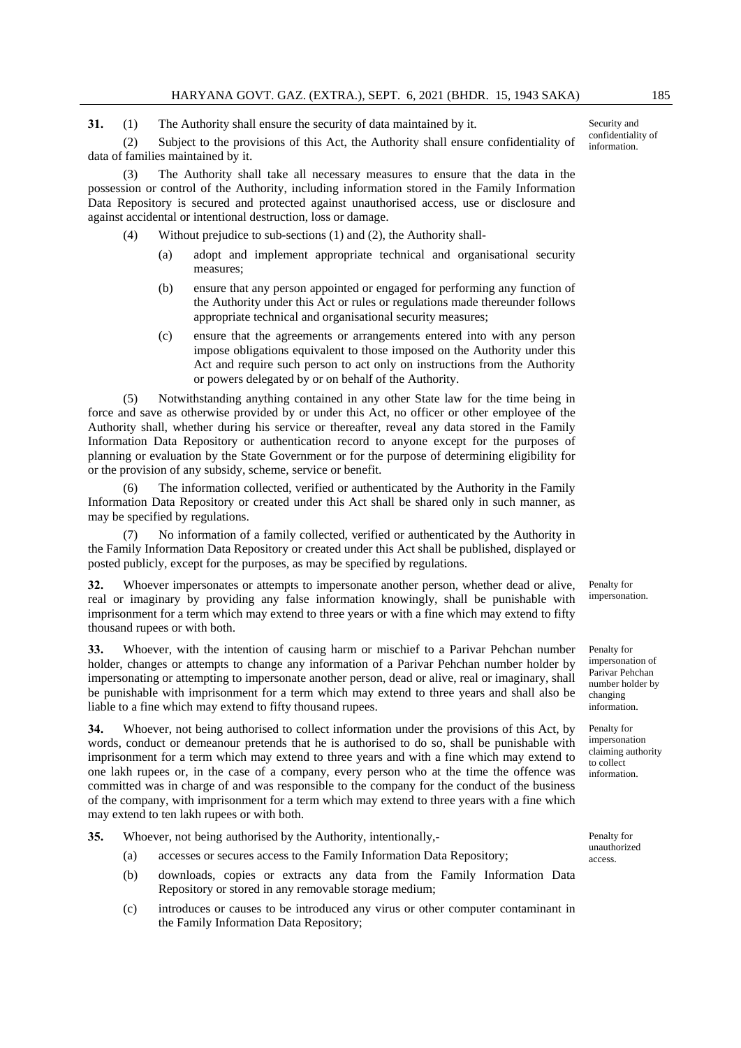**31.** (1) The Authority shall ensure the security of data maintained by it.

Security and confidentiality of information.

(2) Subject to the provisions of this Act, the Authority shall ensure confidentiality of data of families maintained by it.

(3) The Authority shall take all necessary measures to ensure that the data in the possession or control of the Authority, including information stored in the Family Information Data Repository is secured and protected against unauthorised access, use or disclosure and against accidental or intentional destruction, loss or damage.

(4) Without prejudice to sub-sections (1) and (2), the Authority shall-

(a) adopt and implement appropriate technical and organisational security measures;

(b) ensure that any person appointed or engaged for performing any function of the Authority under this Act or rules or regulations made thereunder follows appropriate technical and organisational security measures;

(c) ensure that the agreements or arrangements entered into with any person impose obligations equivalent to those imposed on the Authority under this Act and require such person to act only on instructions from the Authority or powers delegated by or on behalf of the Authority.

(5) Notwithstanding anything contained in any other State law for the time being in force and save as otherwise provided by or under this Act, no officer or other employee of the Authority shall, whether during his service or thereafter, reveal any data stored in the Family Information Data Repository or authentication record to anyone except for the purposes of planning or evaluation by the State Government or for the purpose of determining eligibility for or the provision of any subsidy, scheme, service or benefit.

(6) The information collected, verified or authenticated by the Authority in the Family Information Data Repository or created under this Act shall be shared only in such manner, as may be specified by regulations.

(7) No information of a family collected, verified or authenticated by the Authority in the Family Information Data Repository or created under this Act shall be published, displayed or posted publicly, except for the purposes, as may be specified by regulations.

Penalty for impersonation.

**32.** Whoever impersonates or attempts to impersonate another person, whether dead or alive, real or imaginary by providing any false information knowingly, shall be punishable with imprisonment for a term which may extend to three years or with a fine which may extend to fifty thousand rupees or with both.

Penalty for impersonation of Parivar Pehchan number holder by changing information.

**33.** Whoever, with the intention of causing harm or mischief to a Parivar Pehchan number holder, changes or attempts to change any information of a Parivar Pehchan number holder by impersonating or attempting to impersonate another person, dead or alive, real or imaginary, shall be punishable with imprisonment for a term which may extend to three years and shall also be liable to a fine which may extend to fifty thousand rupees.

Penalty for impersonation claiming authority to collect information.

**34.** Whoever, not being authorised to collect information under the provisions of this Act, by words, conduct or demeanour pretends that he is authorised to do so, shall be punishable with imprisonment for a term which may extend to three years and with a fine which may extend to one lakh rupees or, in the case of a company, every person who at the time the offence was committed was in charge of and was responsible to the company for the conduct of the business of the company, with imprisonment for a term which may extend to three years with a fine which may extend to ten lakh rupees or with both.

Penalty for unauthorized access.

**35.** Whoever, not being authorised by the Authority, intentionally,-

(a) accesses or secures access to the Family Information Data Repository;

(b) downloads, copies or extracts any data from the Family Information Data Repository or stored in any removable storage medium;

(c) introduces or causes to be introduced any virus or other computer contaminant in the Family Information Data Repository;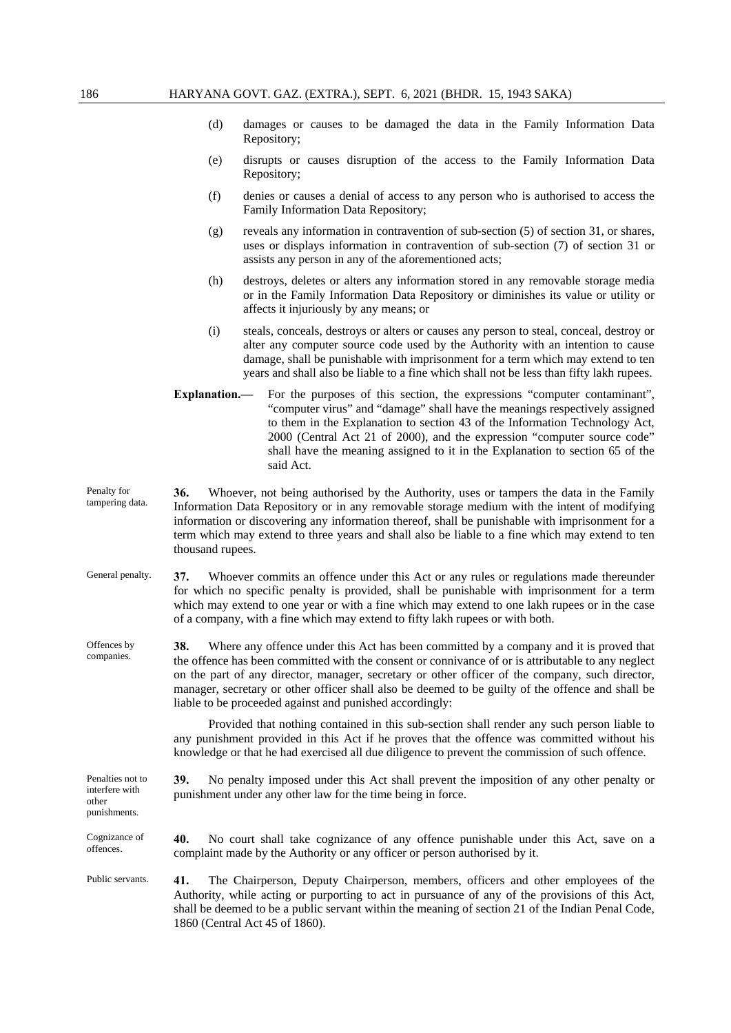(d) damages or causes to be damaged the data in the Family Information Data Repository;

(e) disrupts or causes disruption of the access to the Family Information Data Repository;

(f) denies or causes a denial of access to any person who is authorised to access the Family Information Data Repository;

(g) reveals any information in contravention of sub-section (5) of section 31, or shares, uses or displays information in contravention of sub-section (7) of section 31 or assists any person in any of the aforementioned acts;

(h) destroys, deletes or alters any information stored in any removable storage media or in the Family Information Data Repository or diminishes its value or utility or affects it injuriously by any means; or

(i) steals, conceals, destroys or alters or causes any person to steal, conceal, destroy or alter any computer source code used by the Authority with an intention to cause damage, shall be punishable with imprisonment for a term which may extend to ten years and shall also be liable to a fine which shall not be less than fifty lakh rupees.

**Explanation.—** For the purposes of this section, the expressions "computer contaminant", "computer virus" and "damage" shall have the meanings respectively assigned to them in the Explanation to section 43 of the Information Technology Act, 2000 (Central Act 21 of 2000), and the expression "computer source code" shall have the meaning assigned to it in the Explanation to section 65 of the said Act.

Penalty for tampering data.

**36.** Whoever, not being authorised by the Authority, uses or tampers the data in the Family Information Data Repository or in any removable storage medium with the intent of modifying information or discovering any information thereof, shall be punishable with imprisonment for a term which may extend to three years and shall also be liable to a fine which may extend to ten thousand rupees.

General penalty.

**37.** Whoever commits an offence under this Act or any rules or regulations made thereunder for which no specific penalty is provided, shall be punishable with imprisonment for a term which may extend to one year or with a fine which may extend to one lakh rupees or in the case of a company, with a fine which may extend to fifty lakh rupees or with both.

Offences by companies.

**38.** Where any offence under this Act has been committed by a company and it is proved that the offence has been committed with the consent or connivance of or is attributable to any neglect on the part of any director, manager, secretary or other officer of the company, such director, manager, secretary or other officer shall also be deemed to be guilty of the offence and shall be liable to be proceeded against and punished accordingly:

Provided that nothing contained in this sub-section shall render any such person liable to any punishment provided in this Act if he proves that the offence was committed without his knowledge or that he had exercised all due diligence to prevent the commission of such offence.

Penalties not to interfere with other punishments.

**39.** No penalty imposed under this Act shall prevent the imposition of any other penalty or punishment under any other law for the time being in force.

Cognizance of offences.

**40.** No court shall take cognizance of any offence punishable under this Act, save on a complaint made by the Authority or any officer or person authorised by it.

Public servants.

**41.** The Chairperson, Deputy Chairperson, members, officers and other employees of the Authority, while acting or purporting to act in pursuance of any of the provisions of this Act, shall be deemed to be a public servant within the meaning of section 21 of the Indian Penal Code, 1860 (Central Act 45 of 1860).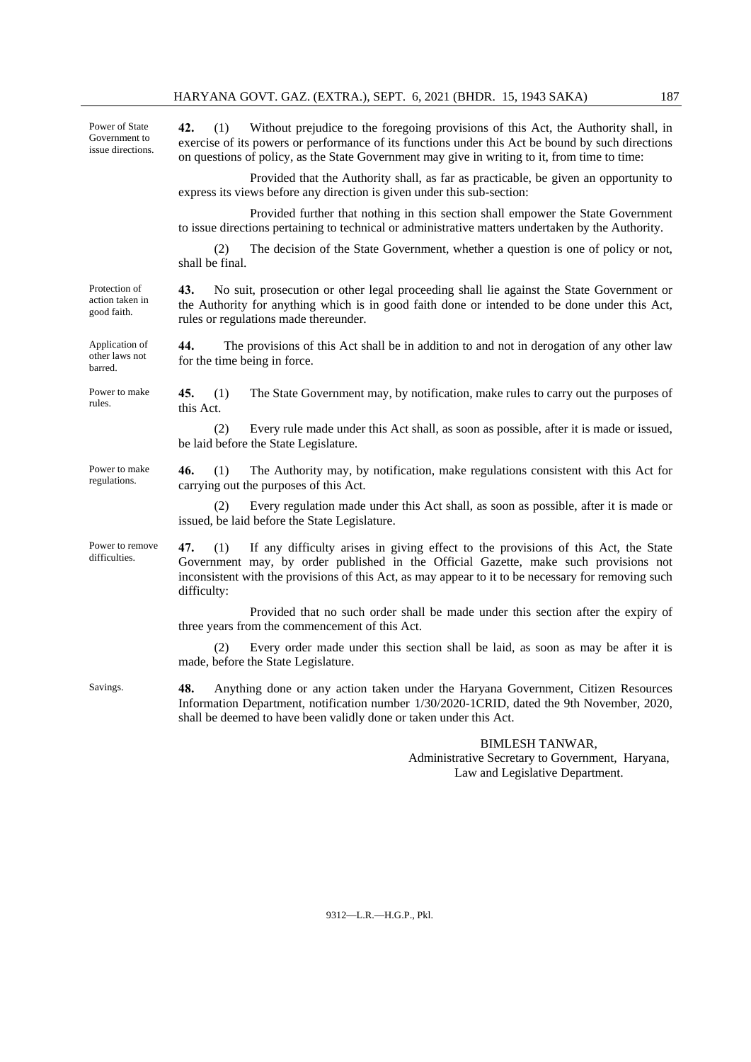**Power of State Government to issue directions.**

**42.** (1) Without prejudice to the foregoing provisions of this Act, the Authority shall, in exercise of its powers or performance of its functions under this Act be bound by such directions on questions of policy, as the State Government may give in writing to it, from time to time:

Provided that the Authority shall, as far as practicable, be given an opportunity to express its views before any direction is given under this sub-section:

Provided further that nothing in this section shall empower the State Government to issue directions pertaining to technical or administrative matters undertaken by the Authority.

(2) The decision of the State Government, whether a question is one of policy or not, shall be final.

**Protection of action taken in good faith.**

**43.** No suit, prosecution or other legal proceeding shall lie against the State Government or the Authority for anything which is in good faith done or intended to be done under this Act, rules or regulations made thereunder.

**Application of other laws not barred.**

**44.** The provisions of this Act shall be in addition to and not in derogation of any other law for the time being in force.

**Power to make rules.**

**45.** (1) The State Government may, by notification, make rules to carry out the purposes of this Act.

(2) Every rule made under this Act shall, as soon as possible, after it is made or issued, be laid before the State Legislature.

**Power to make regulations.**

**46.** (1) The Authority may, by notification, make regulations consistent with this Act for carrying out the purposes of this Act.

(2) Every regulation made under this Act shall, as soon as possible, after it is made or issued, be laid before the State Legislature.

**Power to remove difficulties.**

**47.** (1) If any difficulty arises in giving effect to the provisions of this Act, the State Government may, by order published in the Official Gazette, make such provisions not inconsistent with the provisions of this Act, as may appear to it to be necessary for removing such difficulty:

Provided that no such order shall be made under this section after the expiry of three years from the commencement of this Act.

(2) Every order made under this section shall be laid, as soon as may be after it is made, before the State Legislature.

**Savings.**

**48.** Anything done or any action taken under the Haryana Government, Citizen Resources Information Department, notification number 1/30/2020-1CRID, dated the 9th November, 2020, shall be deemed to have been validly done or taken under this Act.

BIMLESH TANWAR,
Administrative Secretary to Government, Haryana,
Law and Legislative Department.

9312—L.R.—H.G.P., Pkl.